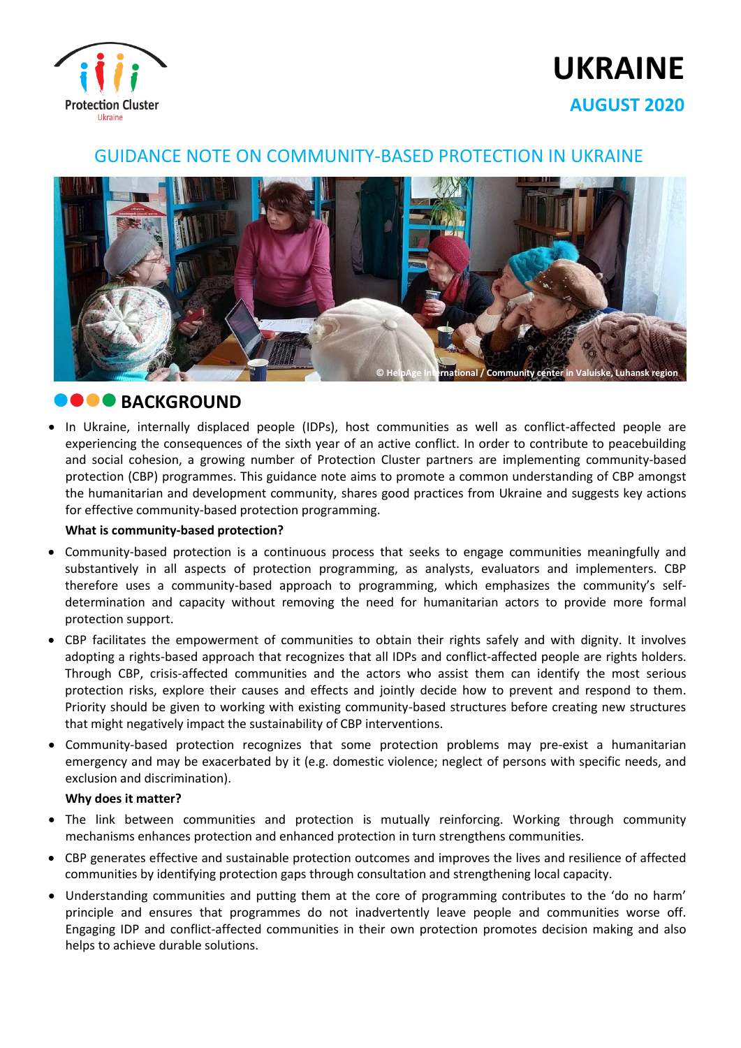Protection Cluster
Ukraine

# UKRAINE

**AUGUST 2020**

## GUIDANCE NOTE ON COMMUNITY-BASED PROTECTION IN UKRAINE

© HelpAge International / Community center in Valuiske, Luhansk region

## BACKGROUND

- In Ukraine, internally displaced people (IDPs), host communities as well as conflict-affected people are experiencing the consequences of the sixth year of an active conflict. In order to contribute to peacebuilding and social cohesion, a growing number of Protection Cluster partners are implementing community-based protection (CBP) programmes. This guidance note aims to promote a common understanding of CBP amongst the humanitarian and development community, shares good practices from Ukraine and suggests key actions for effective community-based protection programming.

**What is community-based protection?**

- Community-based protection is a continuous process that seeks to engage communities meaningfully and substantively in all aspects of protection programming, as analysts, evaluators and implementers. CBP therefore uses a community-based approach to programming, which emphasizes the community's self-determination and capacity without removing the need for humanitarian actors to provide more formal protection support.
- CBP facilitates the empowerment of communities to obtain their rights safely and with dignity. It involves adopting a rights-based approach that recognizes that all IDPs and conflict-affected people are rights holders. Through CBP, crisis-affected communities and the actors who assist them can identify the most serious protection risks, explore their causes and effects and jointly decide how to prevent and respond to them. Priority should be given to working with existing community-based structures before creating new structures that might negatively impact the sustainability of CBP interventions.
- Community-based protection recognizes that some protection problems may pre-exist a humanitarian emergency and may be exacerbated by it (e.g. domestic violence; neglect of persons with specific needs, and exclusion and discrimination).

**Why does it matter?**

- The link between communities and protection is mutually reinforcing. Working through community mechanisms enhances protection and enhanced protection in turn strengthens communities.
- CBP generates effective and sustainable protection outcomes and improves the lives and resilience of affected communities by identifying protection gaps through consultation and strengthening local capacity.
- Understanding communities and putting them at the core of programming contributes to the 'do no harm' principle and ensures that programmes do not inadvertently leave people and communities worse off. Engaging IDP and conflict-affected communities in their own protection promotes decision making and also helps to achieve durable solutions.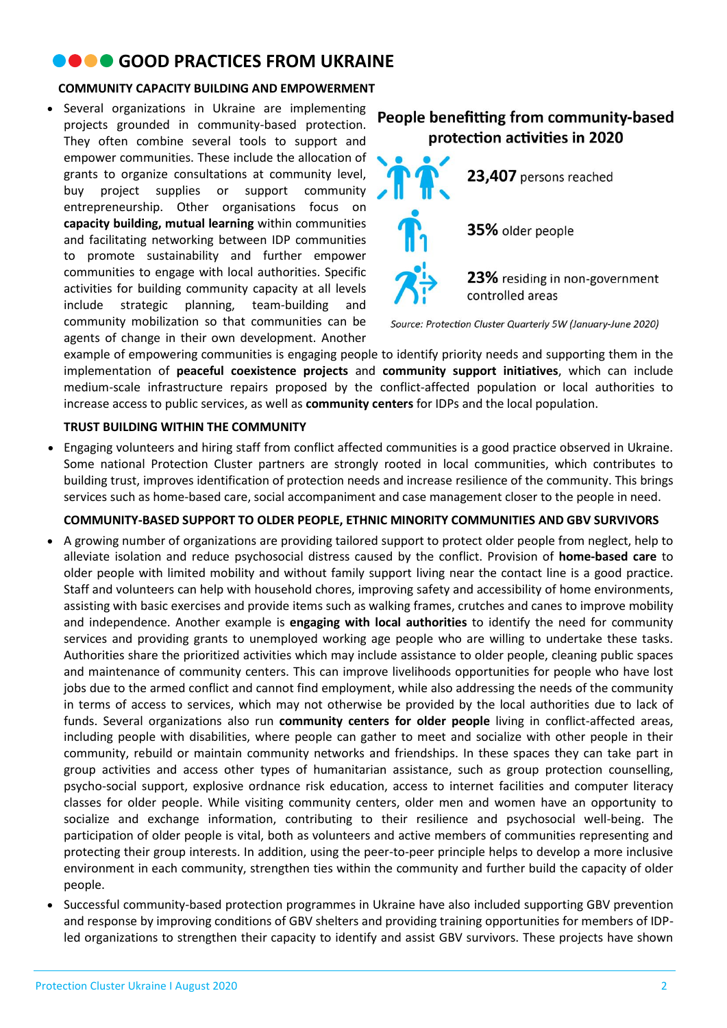# GOOD PRACTICES FROM UKRAINE

### COMMUNITY CAPACITY BUILDING AND EMPOWERMENT

- Several organizations in Ukraine are implementing projects grounded in community-based protection. They often combine several tools to support and empower communities. These include the allocation of grants to organize consultations at community level, buy project supplies or support community entrepreneurship. Other organisations focus on **capacity building, mutual learning** within communities and facilitating networking between IDP communities to promote sustainability and further empower communities to engage with local authorities. Specific activities for building community capacity at all levels include strategic planning, team-building and community mobilization so that communities can be agents of change in their own development. Another example of empowering communities is engaging people to identify priority needs and supporting them in the implementation of **peaceful coexistence projects** and **community support initiatives**, which can include medium-scale infrastructure repairs proposed by the conflict-affected population or local authorities to increase access to public services, as well as **community centers** for IDPs and the local population.

**People benefitting from community-based protection activities in 2020**

**23,407** persons reached

**35%** older people

**23%** residing in non-government controlled areas

*Source: Protection Cluster Quarterly 5W (January-June 2020)*

### TRUST BUILDING WITHIN THE COMMUNITY

- Engaging volunteers and hiring staff from conflict affected communities is a good practice observed in Ukraine. Some national Protection Cluster partners are strongly rooted in local communities, which contributes to building trust, improves identification of protection needs and increase resilience of the community. This brings services such as home-based care, social accompaniment and case management closer to the people in need.

### COMMUNITY-BASED SUPPORT TO OLDER PEOPLE, ETHNIC MINORITY COMMUNITIES AND GBV SURVIVORS

- A growing number of organizations are providing tailored support to protect older people from neglect, help to alleviate isolation and reduce psychosocial distress caused by the conflict. Provision of **home-based care** to older people with limited mobility and without family support living near the contact line is a good practice. Staff and volunteers can help with household chores, improving safety and accessibility of home environments, assisting with basic exercises and provide items such as walking frames, crutches and canes to improve mobility and independence. Another example is **engaging with local authorities** to identify the need for community services and providing grants to unemployed working age people who are willing to undertake these tasks. Authorities share the prioritized activities which may include assistance to older people, cleaning public spaces and maintenance of community centers. This can improve livelihoods opportunities for people who have lost jobs due to the armed conflict and cannot find employment, while also addressing the needs of the community in terms of access to services, which may not otherwise be provided by the local authorities due to lack of funds. Several organizations also run **community centers for older people** living in conflict-affected areas, including people with disabilities, where people can gather to meet and socialize with other people in their community, rebuild or maintain community networks and friendships. In these spaces they can take part in group activities and access other types of humanitarian assistance, such as group protection counselling, psycho-social support, explosive ordnance risk education, access to internet facilities and computer literacy classes for older people. While visiting community centers, older men and women have an opportunity to socialize and exchange information, contributing to their resilience and psychosocial well-being. The participation of older people is vital, both as volunteers and active members of communities representing and protecting their group interests. In addition, using the peer-to-peer principle helps to develop a more inclusive environment in each community, strengthen ties within the community and further build the capacity of older people.
- Successful community-based protection programmes in Ukraine have also included supporting GBV prevention and response by improving conditions of GBV shelters and providing training opportunities for members of IDP-led organizations to strengthen their capacity to identify and assist GBV survivors. These projects have shown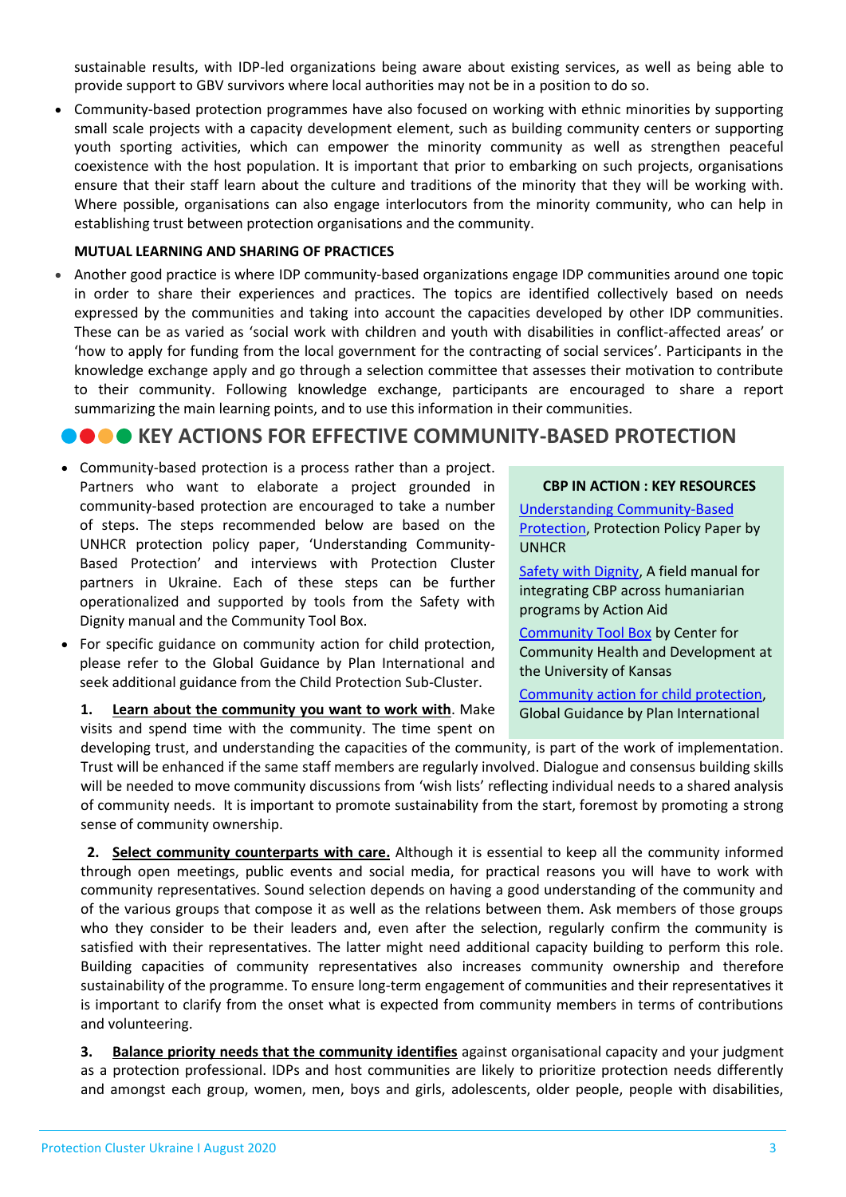sustainable results, with IDP-led organizations being aware about existing services, as well as being able to provide support to GBV survivors where local authorities may not be in a position to do so.

- Community-based protection programmes have also focused on working with ethnic minorities by supporting small scale projects with a capacity development element, such as building community centers or supporting youth sporting activities, which can empower the minority community as well as strengthen peaceful coexistence with the host population. It is important that prior to embarking on such projects, organisations ensure that their staff learn about the culture and traditions of the minority that they will be working with. Where possible, organisations can also engage interlocutors from the minority community, who can help in establishing trust between protection organisations and the community.

**MUTUAL LEARNING AND SHARING OF PRACTICES**

- Another good practice is where IDP community-based organizations engage IDP communities around one topic in order to share their experiences and practices. The topics are identified collectively based on needs expressed by the communities and taking into account the capacities developed by other IDP communities. These can be as varied as 'social work with children and youth with disabilities in conflict-affected areas' or 'how to apply for funding from the local government for the contracting of social services'. Participants in the knowledge exchange apply and go through a selection committee that assesses their motivation to contribute to their community. Following knowledge exchange, participants are encouraged to share a report summarizing the main learning points, and to use this information in their communities.

## KEY ACTIONS FOR EFFECTIVE COMMUNITY-BASED PROTECTION

- Community-based protection is a process rather than a project. Partners who want to elaborate a project grounded in community-based protection are encouraged to take a number of steps. The steps recommended below are based on the UNHCR protection policy paper, 'Understanding Community-Based Protection' and interviews with Protection Cluster partners in Ukraine. Each of these steps can be further operationalized and supported by tools from the Safety with Dignity manual and the Community Tool Box.
- For specific guidance on community action for child protection, please refer to the Global Guidance by Plan International and seek additional guidance from the Child Protection Sub-Cluster.

**CBP IN ACTION : KEY RESOURCES**

Understanding Community-Based Protection, Protection Policy Paper by UNHCR

Safety with Dignity, A field manual for integrating CBP across humanitarian programs by Action Aid

Community Tool Box by Center for Community Health and Development at the University of Kansas

Community action for child protection, Global Guidance by Plan International

**1. Learn about the community you want to work with**. Make visits and spend time with the community. The time spent on developing trust, and understanding the capacities of the community, is part of the work of implementation. Trust will be enhanced if the same staff members are regularly involved. Dialogue and consensus building skills will be needed to move community discussions from 'wish lists' reflecting individual needs to a shared analysis of community needs. It is important to promote sustainability from the start, foremost by promoting a strong sense of community ownership.

**2. Select community counterparts with care.** Although it is essential to keep all the community informed through open meetings, public events and social media, for practical reasons you will have to work with community representatives. Sound selection depends on having a good understanding of the community and of the various groups that compose it as well as the relations between them. Ask members of those groups who they consider to be their leaders and, even after the selection, regularly confirm the community is satisfied with their representatives. The latter might need additional capacity building to perform this role. Building capacities of community representatives also increases community ownership and therefore sustainability of the programme. To ensure long-term engagement of communities and their representatives it is important to clarify from the onset what is expected from community members in terms of contributions and volunteering.

**3. Balance priority needs that the community identifies** against organisational capacity and your judgment as a protection professional. IDPs and host communities are likely to prioritize protection needs differently and amongst each group, women, men, boys and girls, adolescents, older people, people with disabilities,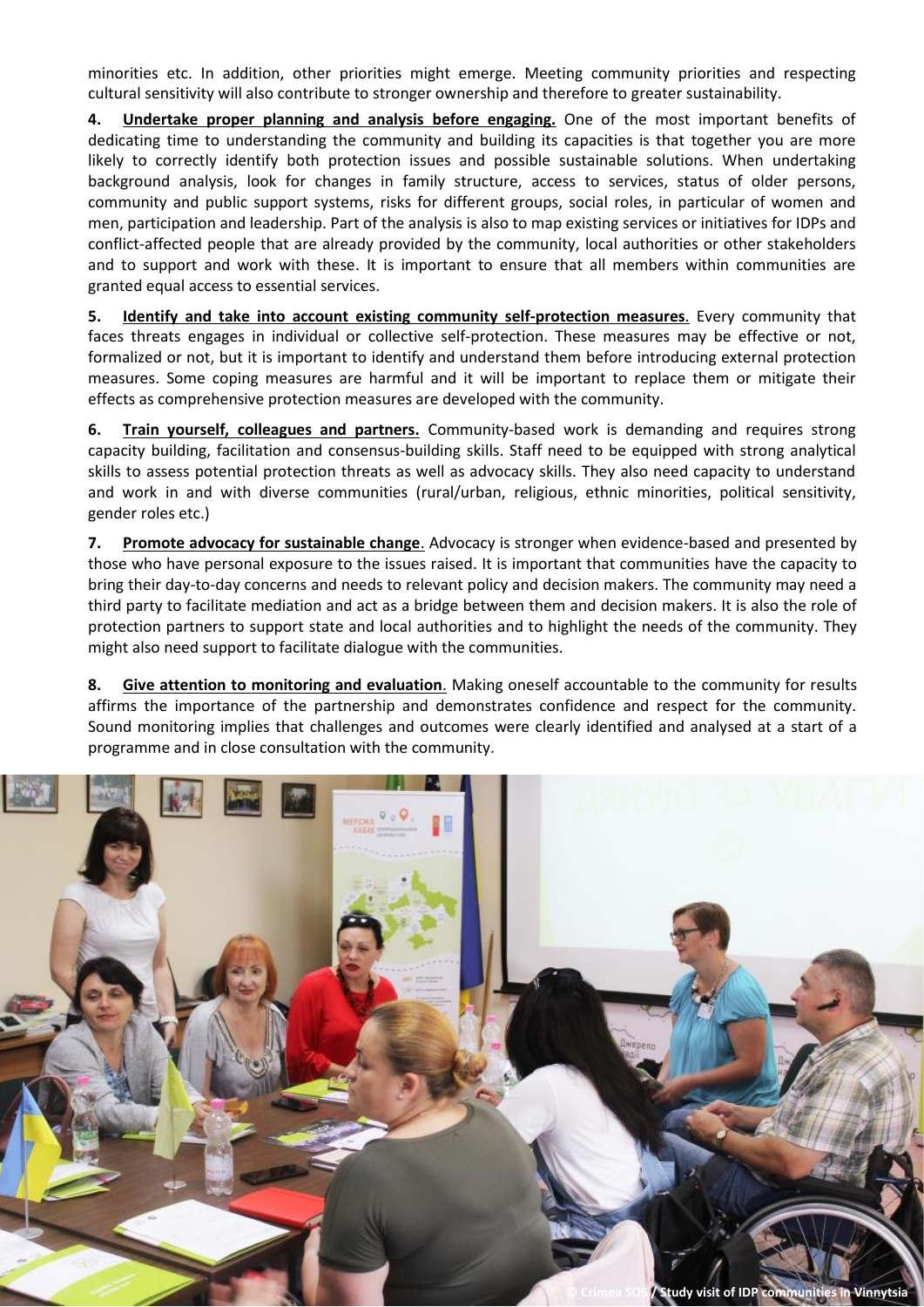minorities etc. In addition, other priorities might emerge. Meeting community priorities and respecting cultural sensitivity will also contribute to stronger ownership and therefore to greater sustainability.

4. **Undertake proper planning and analysis before engaging.** One of the most important benefits of dedicating time to understanding the community and building its capacities is that together you are more likely to correctly identify both protection issues and possible sustainable solutions. When undertaking background analysis, look for changes in family structure, access to services, status of older persons, community and public support systems, risks for different groups, social roles, in particular of women and men, participation and leadership. Part of the analysis is also to map existing services or initiatives for IDPs and conflict-affected people that are already provided by the community, local authorities or other stakeholders and to support and work with these. It is important to ensure that all members within communities are granted equal access to essential services.

5. **Identify and take into account existing community self-protection measures**. Every community that faces threats engages in individual or collective self-protection. These measures may be effective or not, formalized or not, but it is important to identify and understand them before introducing external protection measures. Some coping measures are harmful and it will be important to replace them or mitigate their effects as comprehensive protection measures are developed with the community.

6. **Train yourself, colleagues and partners.** Community-based work is demanding and requires strong capacity building, facilitation and consensus-building skills. Staff need to be equipped with strong analytical skills to assess potential protection threats as well as advocacy skills. They also need capacity to understand and work in and with diverse communities (rural/urban, religious, ethnic minorities, political sensitivity, gender roles etc.)

7. **Promote advocacy for sustainable change**. Advocacy is stronger when evidence-based and presented by those who have personal exposure to the issues raised. It is important that communities have the capacity to bring their day-to-day concerns and needs to relevant policy and decision makers. The community may need a third party to facilitate mediation and act as a bridge between them and decision makers. It is also the role of protection partners to support state and local authorities and to highlight the needs of the community. They might also need support to facilitate dialogue with the communities.

8. **Give attention to monitoring and evaluation**. Making oneself accountable to the community for results affirms the importance of the partnership and demonstrates confidence and respect for the community. Sound monitoring implies that challenges and outcomes were clearly identified and analysed at a start of a programme and in close consultation with the community.

© Crimea SOS / Study visit of IDP communities in Vinnytsia